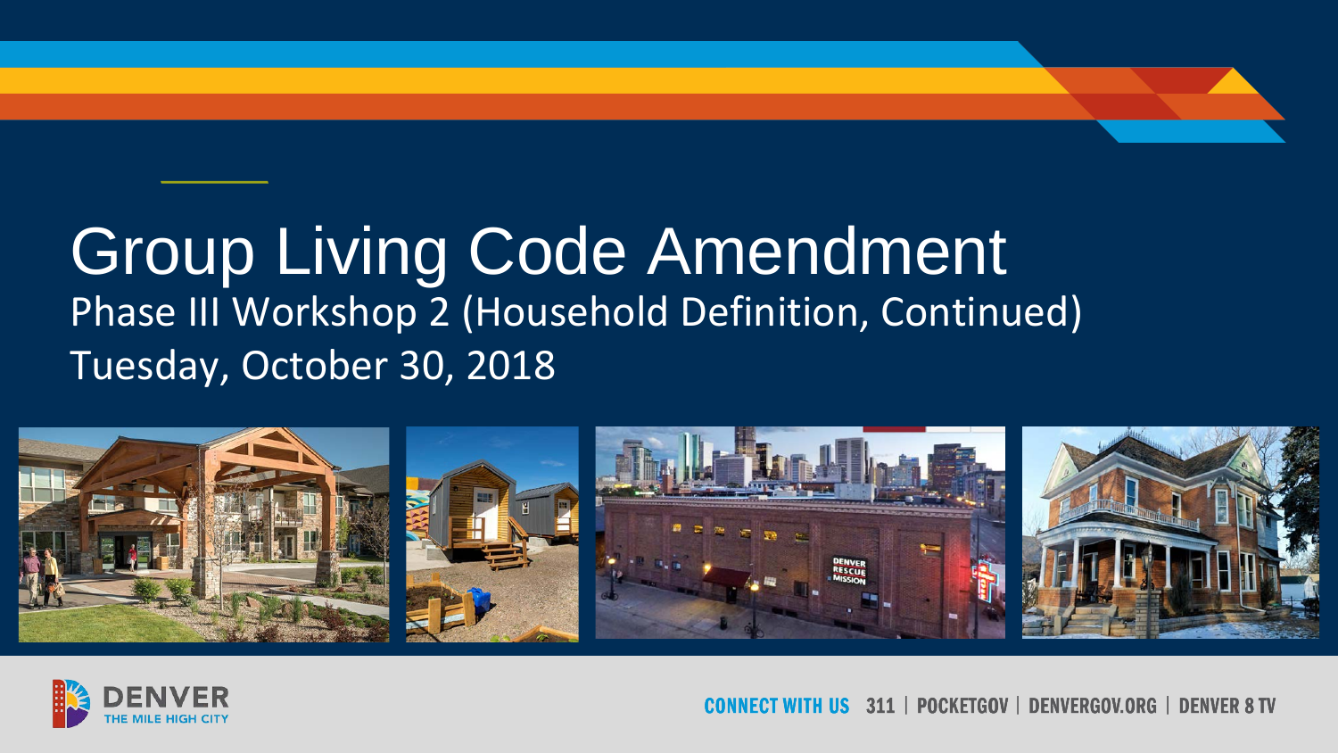# Group Living Code Amendment

## Phase III Workshop 2 (Household Definition, Continued)

Tuesday, October 30, 2018

DENVER
THE MILE HIGH CITY

CONNECT WITH US 311 | POCKETGOV | DENVERGOV.ORG | DENVER 8 TV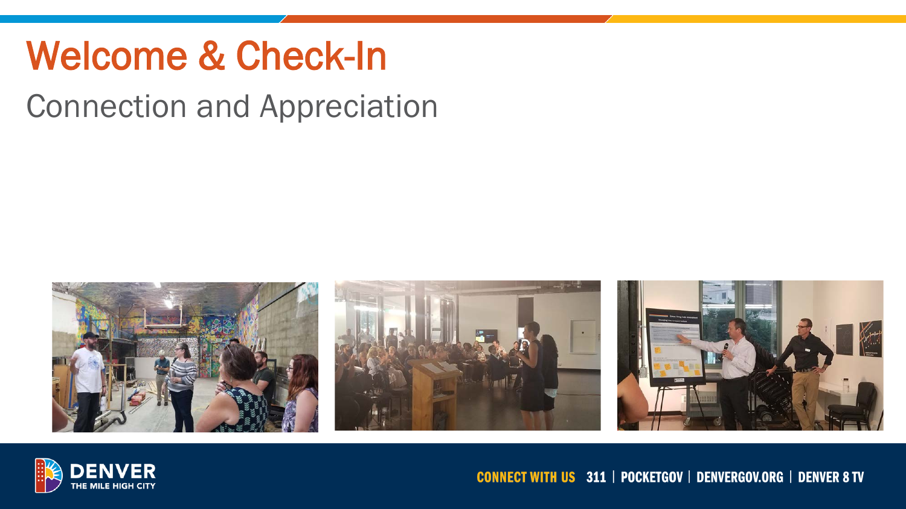# Welcome & Check-In

## Connection and Appreciation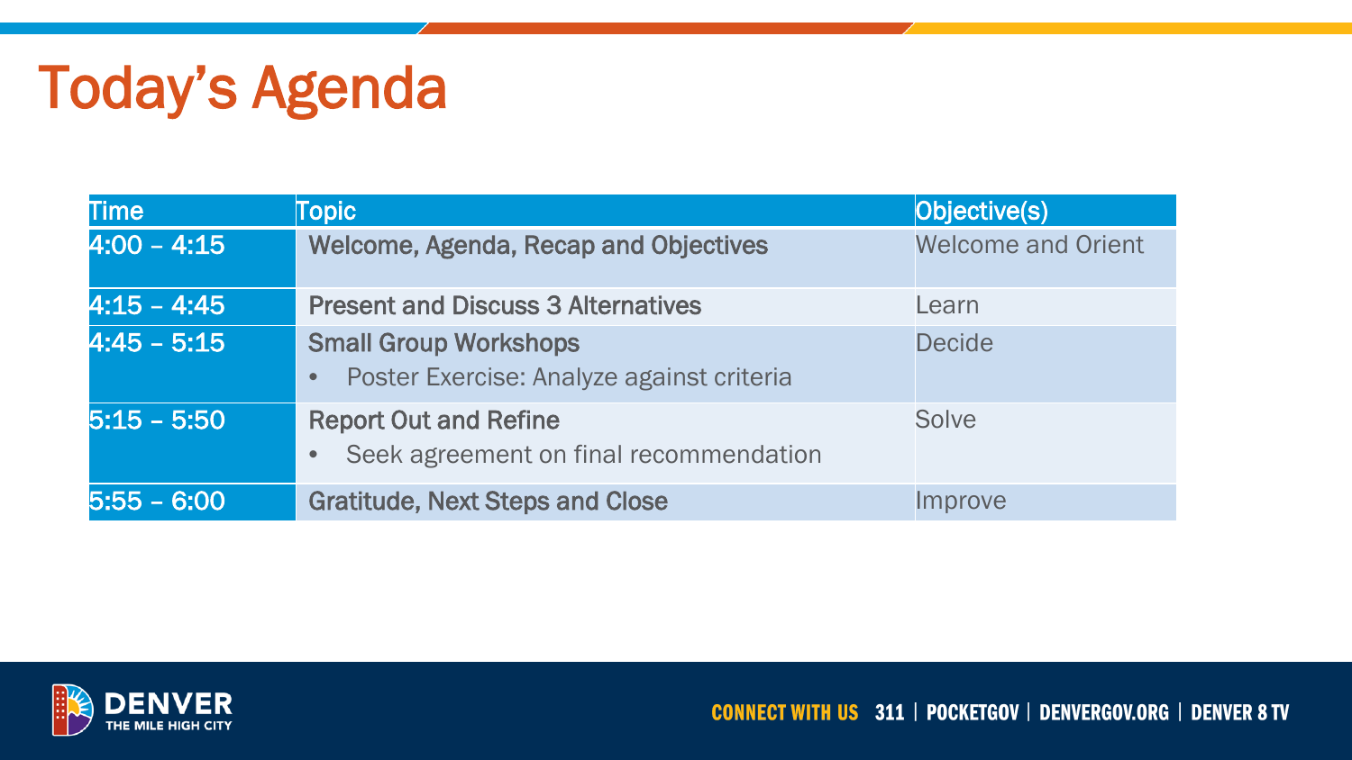# Today's Agenda

| Time | Topic | Objective(s) |
|---|---|---|
| 4:00 – 4:15 | **Welcome, Agenda, Recap and Objectives** | Welcome and Orient |
| 4:15 – 4:45 | **Present and Discuss 3 Alternatives** | Learn |
| 4:45 – 5:15 | **Small Group Workshops**<br>• Poster Exercise: Analyze against criteria | Decide |
| 5:15 – 5:50 | **Report Out and Refine**<br>• Seek agreement on final recommendation | Solve |
| 5:55 – 6:00 | **Gratitude, Next Steps and Close** | Improve |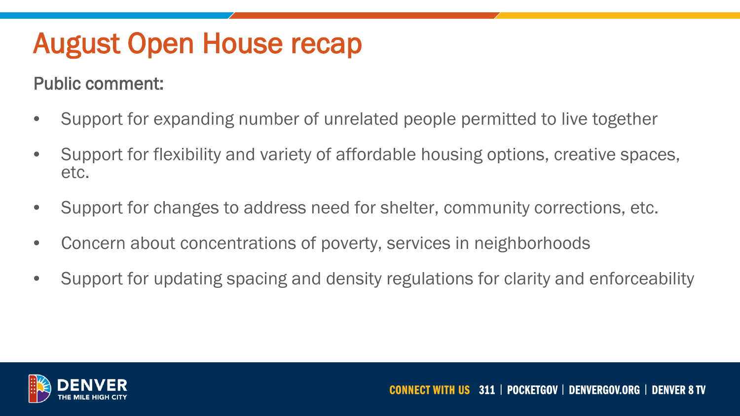# August Open House recap

Public comment:

- Support for expanding number of unrelated people permitted to live together
- Support for flexibility and variety of affordable housing options, creative spaces, etc.
- Support for changes to address need for shelter, community corrections, etc.
- Concern about concentrations of poverty, services in neighborhoods
- Support for updating spacing and density regulations for clarity and enforceability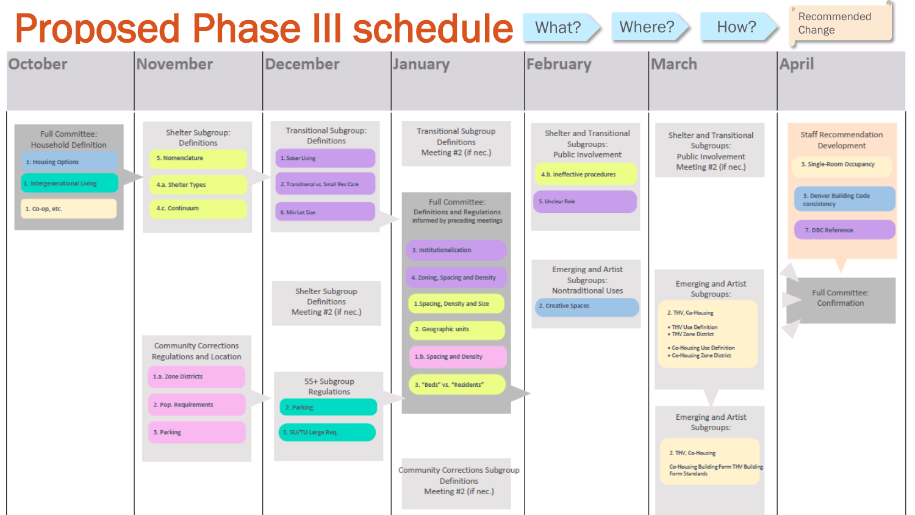# Proposed Phase III schedule

What? → Where? → How? → Recommended Change

## October

**Full Committee: Household Definition**
- 1: Housing Options
- 1. Intergenerational Living
- 1. Co-op, etc.

## November

**Shelter Subgroup: Definitions**
- 5. Nomenclature
- 4.a. Shelter Types
- 4.c. Continuum

**Community Corrections Regulations and Location**
- 1.a. Zone Districts
- 2. Pop. Requirements
- 3. Parking

## December

**Transitional Subgroup: Definitions**
- 1. Sober Living
- 2. Transitional vs. Small Res Care
- 6. Min Lot Size

**Shelter Subgroup Definitions Meeting #2 (if nec.)**

**55+ Subgroup Regulations**
- 2. Parking
- 3. SU/TU Large Req.

## January

**Transitional Subgroup Definitions Meeting #2 (if nec.)**

**Full Committee: Definitions and Regulations Informed by preceding meetings**
- 3. Institutionalization
- 4. Zoning, Spacing and Density
- 1.Spacing, Density and Size
- 2. Geographic units
- 1.b. Spacing and Density
- 3. "Beds" vs. "Residents"

**Community Corrections Subgroup Definitions Meeting #2 (if nec.)**

## February

**Shelter and Transitional Subgroups: Public Involvement**
- 4.b. ineffective procedures
- 5. Unclear Role

**Emerging and Artist Subgroups: Nontraditional Uses**
- 2. Creative Spaces

## March

**Shelter and Transitional Subgroups: Public Involvement Meeting #2 (if nec.)**

**Emerging and Artist Subgroups:**
- 2. THV, Co-Housing
  - THV Use Definition
  - THV Zone District
  - Co-Housing Use Definition
  - Co-Housing Zone District

**Emerging and Artist Subgroups:**
- 2. THV, Co-Housing
- Co-Housing Building Form THV Building Form Standards

## April

**Staff Recommendation Development**
- 3. Single-Room Occupancy
- 3. Denver Building Code consistency
- 7. DBC Reference

**Full Committee: Confirmation**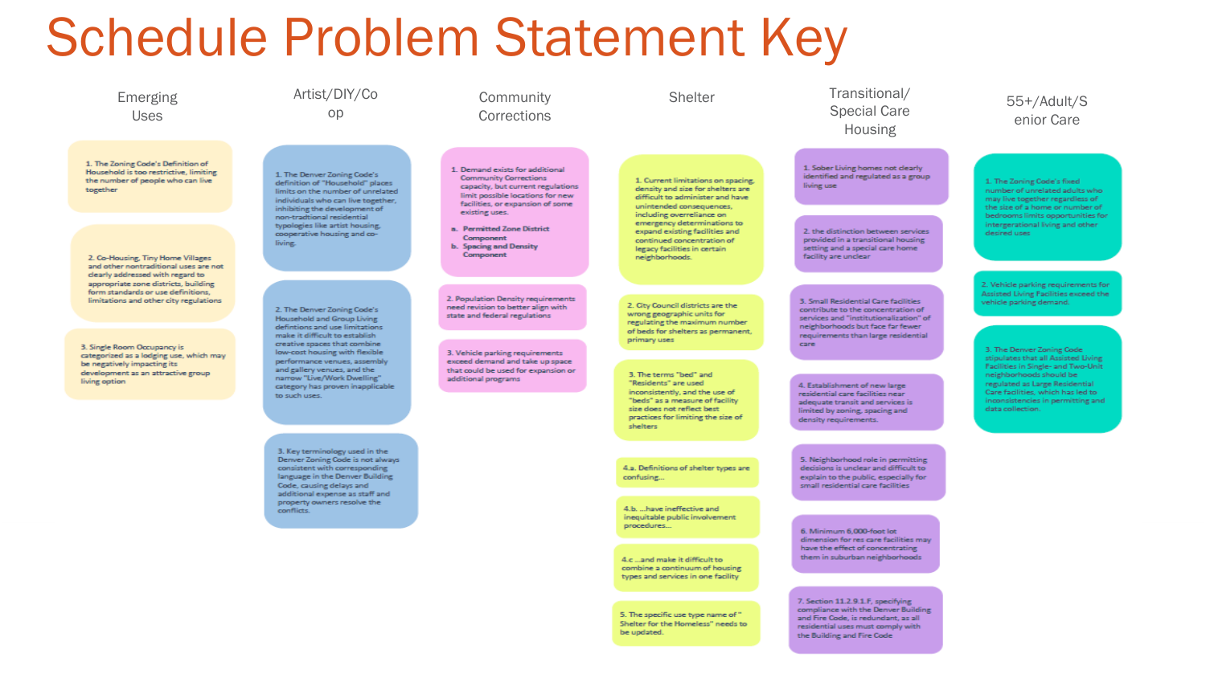# Schedule Problem Statement Key

## Emerging Uses

1. The Zoning Code's Definition of Household is too restrictive, limiting the number of people who can live together

2. Co-Housing, Tiny Home Villages and other nontraditional uses are not clearly addressed with regard to appropriate zone districts, building form standards or use definitions, limitations and other city regulations

3. Single Room Occupancy is categorized as a lodging use, which may be negatively impacting its development as an attractive group living option

## Artist/DIY/Co op

1. The Denver Zoning Code's definition of "Household" places limits on the number of unrelated individuals who can live together, inhibiting the development of non-traditional residential typologies like artist housing, cooperative housing and co-living.

2. The Denver Zoning Code's Household and Group Living definitions and use limitations make it difficult to establish creative spaces that combine low-cost housing with flexible performance venues, assembly and gallery venues, and the narrow "Live/Work Dwelling" category has proven inapplicable to such uses.

3. Key terminology used in the Denver Zoning Code is not always consistent with corresponding language in the Denver Building Code, causing delays and additional expense as staff and property owners resolve the conflicts.

## Community Corrections

1. Demand exists for additional Community Corrections capacity, but current regulations limit possible locations for new facilities, or expansion of some existing uses.
   a. **Permitted Zone District Component**
   b. **Spacing and Density Component**

2. Population Density requirements need revision to better align with state and federal regulations

3. Vehicle parking requirements exceed demand and take up space that could be used for expansion or additional programs

## Shelter

1. Current limitations on spacing, density and size for shelters are difficult to administer and have unintended consequences, including overreliance on emergency determinations to expand existing facilities and continued concentration of legacy facilities in certain neighborhoods.

2. City Council districts are the wrong geographic units for regulating the maximum number of beds for shelters as permanent, primary uses

3. The terms "bed" and "Residents" are used inconsistently, and the use of "beds" as a measure of facility size does not reflect best practices for limiting the size of shelters

4.a. Definitions of shelter types are confusing…

4.b. …have ineffective and inequitable public involvement procedures…

4.c …and make it difficult to combine a continuum of housing types and services in one facility

5. The specific use type name of " Shelter for the Homeless" needs to be updated.

## Transitional/ Special Care Housing

1. Sober Living homes not clearly identified and regulated as a group living use

2. the distinction between services provided in a transitional housing setting and a special care home facility are unclear

3. Small Residential Care facilities contribute to the concentration of services and "institutionalization" of neighborhoods but face far fewer requirements than large residential care

4. Establishment of new large residential care facilities near adequate transit and services is limited by zoning, spacing and density requirements.

5. Neighborhood role in permitting decisions is unclear and difficult to explain to the public, especially for small residential care facilities

6. Minimum 6,000-foot lot dimension for res care facilities may have the effect of concentrating them in suburban neighborhoods

7. Section 11.2.9.1.F, specifying compliance with the Denver Building and Fire Code, is redundant, as all residential uses must comply with the Building and Fire Code

## 55+/Adult/Senior Care

1. The Zoning Code's fixed number of unrelated adults who may live together regardless of the size of a home or number of bedrooms limits opportunities for intergenerational living and other desired uses

2. Vehicle parking requirements for Assisted Living Facilities exceed the vehicle parking demand.

3. The Denver Zoning Code stipulates that all Assisted Living Facilities in Single- and Two-Unit neighborhoods should be regulated as Large Residential Care facilities, which has led to inconsistencies in permitting and data collection.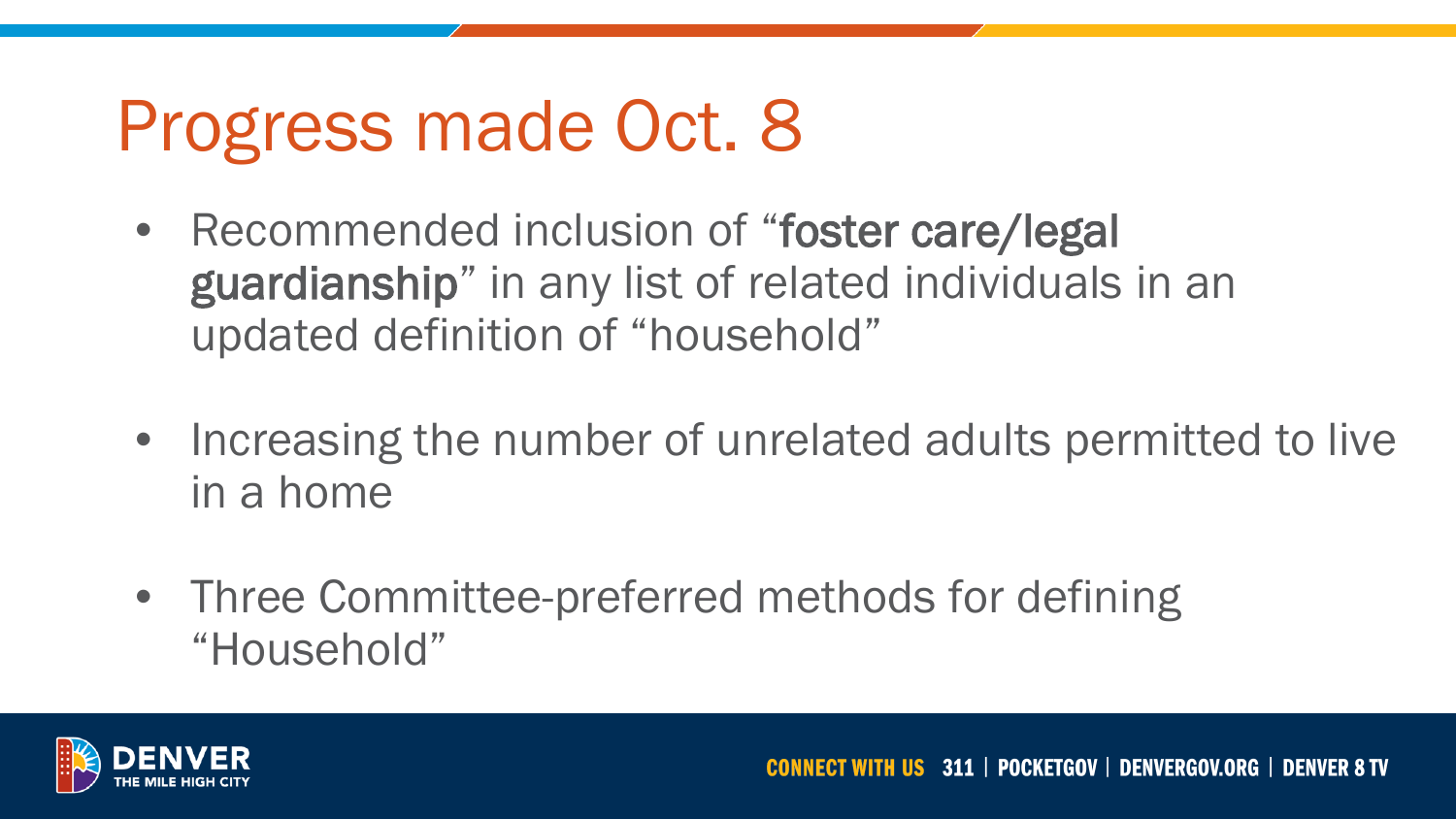# Progress made Oct. 8

- Recommended inclusion of "**foster care/legal guardianship**" in any list of related individuals in an updated definition of "household"
- Increasing the number of unrelated adults permitted to live in a home
- Three Committee-preferred methods for defining "Household"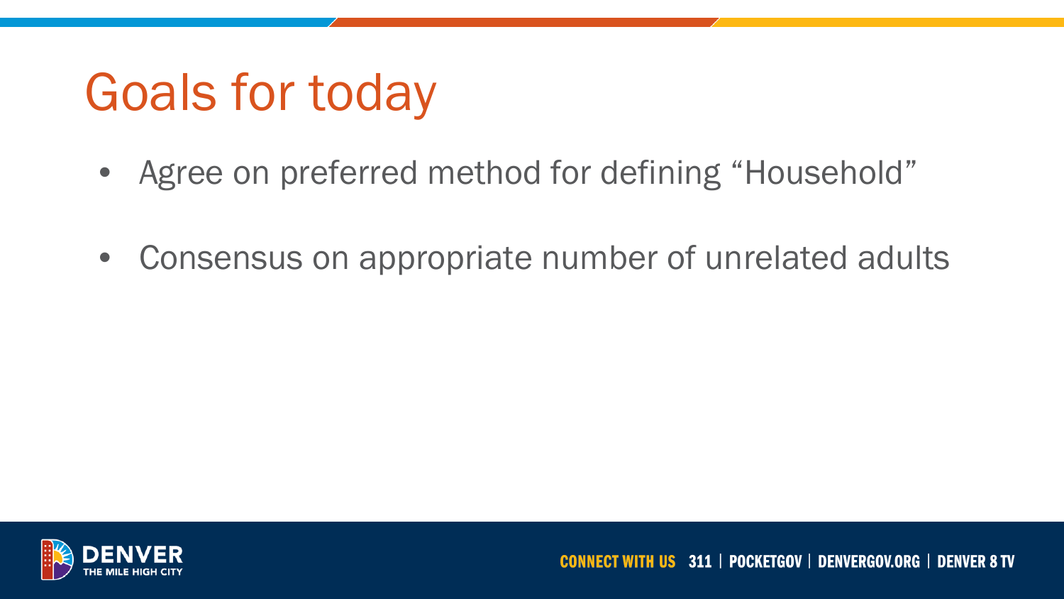# Goals for today

- Agree on preferred method for defining "Household"
- Consensus on appropriate number of unrelated adults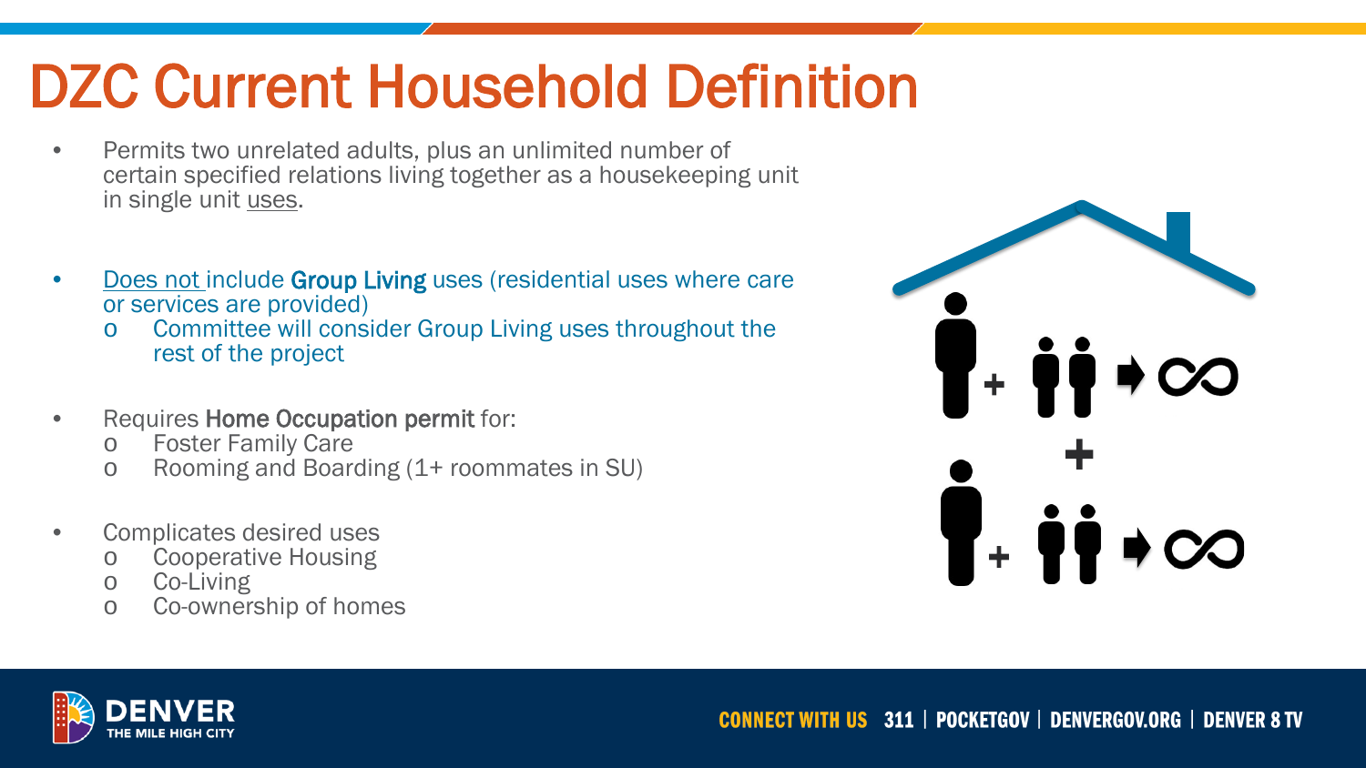# DZC Current Household Definition

- Permits two unrelated adults, plus an unlimited number of certain specified relations living together as a housekeeping unit in single unit uses.
- Does not include **Group Living** uses (residential uses where care or services are provided)
  - Committee will consider Group Living uses throughout the rest of the project
- Requires **Home Occupation permit** for:
  - Foster Family Care
  - Rooming and Boarding (1+ roommates in SU)
- Complicates desired uses
  - Cooperative Housing
  - Co-Living
  - Co-ownership of homes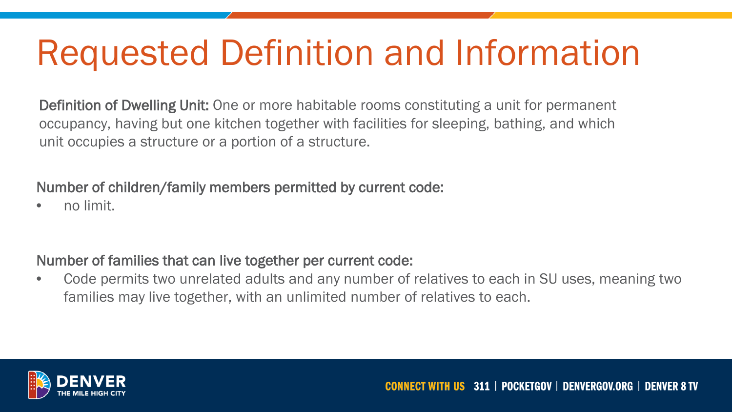# Requested Definition and Information

**Definition of Dwelling Unit:** One or more habitable rooms constituting a unit for permanent occupancy, having but one kitchen together with facilities for sleeping, bathing, and which unit occupies a structure or a portion of a structure.

Number of children/family members permitted by current code:

- no limit.

Number of families that can live together per current code:

- Code permits two unrelated adults and any number of relatives to each in SU uses, meaning two families may live together, with an unlimited number of relatives to each.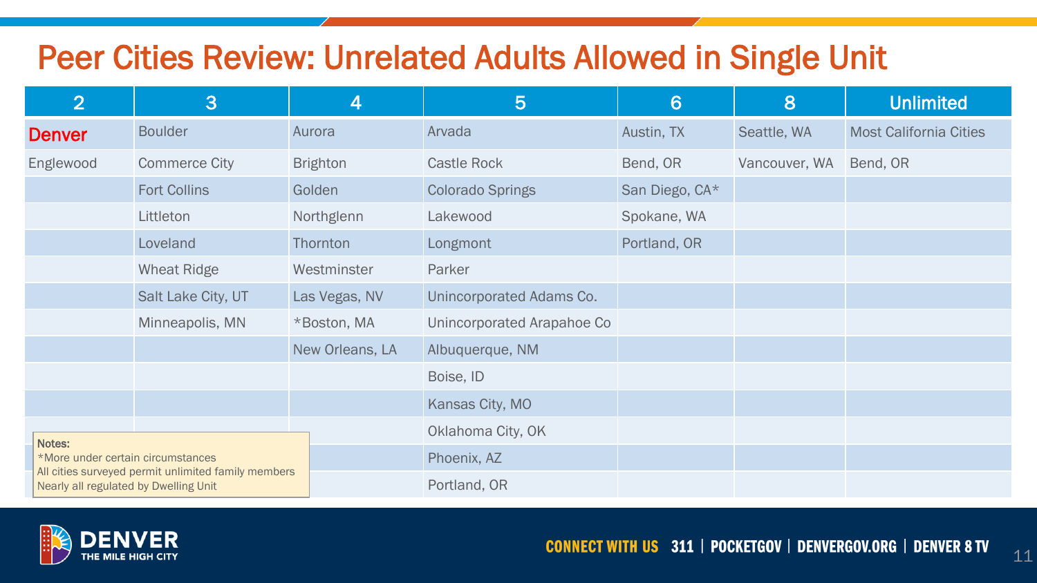# Peer Cities Review: Unrelated Adults Allowed in Single Unit

| 2 | 3 | 4 | 5 | 6 | 8 | Unlimited |
|---|---|---|---|---|---|---|
| Denver | Boulder | Aurora | Arvada | Austin, TX | Seattle, WA | Most California Cities |
| Englewood | Commerce City | Brighton | Castle Rock | Bend, OR | Vancouver, WA | Bend, OR |
| | Fort Collins | Golden | Colorado Springs | San Diego, CA* | | |
| | Littleton | Northglenn | Lakewood | Spokane, WA | | |
| | Loveland | Thornton | Longmont | Portland, OR | | |
| | Wheat Ridge | Westminster | Parker | | | |
| | Salt Lake City, UT | Las Vegas, NV | Unincorporated Adams Co. | | | |
| | Minneapolis, MN | *Boston, MA | Unincorporated Arapahoe Co | | | |
| | | New Orleans, LA | Albuquerque, NM | | | |
| | | | Boise, ID | | | |
| | | | Kansas City, MO | | | |
| | | | Oklahoma City, OK | | | |
| | | | Phoenix, AZ | | | |
| | | | Portland, OR | | | |

Notes:
*More under certain circumstances
All cities surveyed permit unlimited family members
Nearly all regulated by Dwelling Unit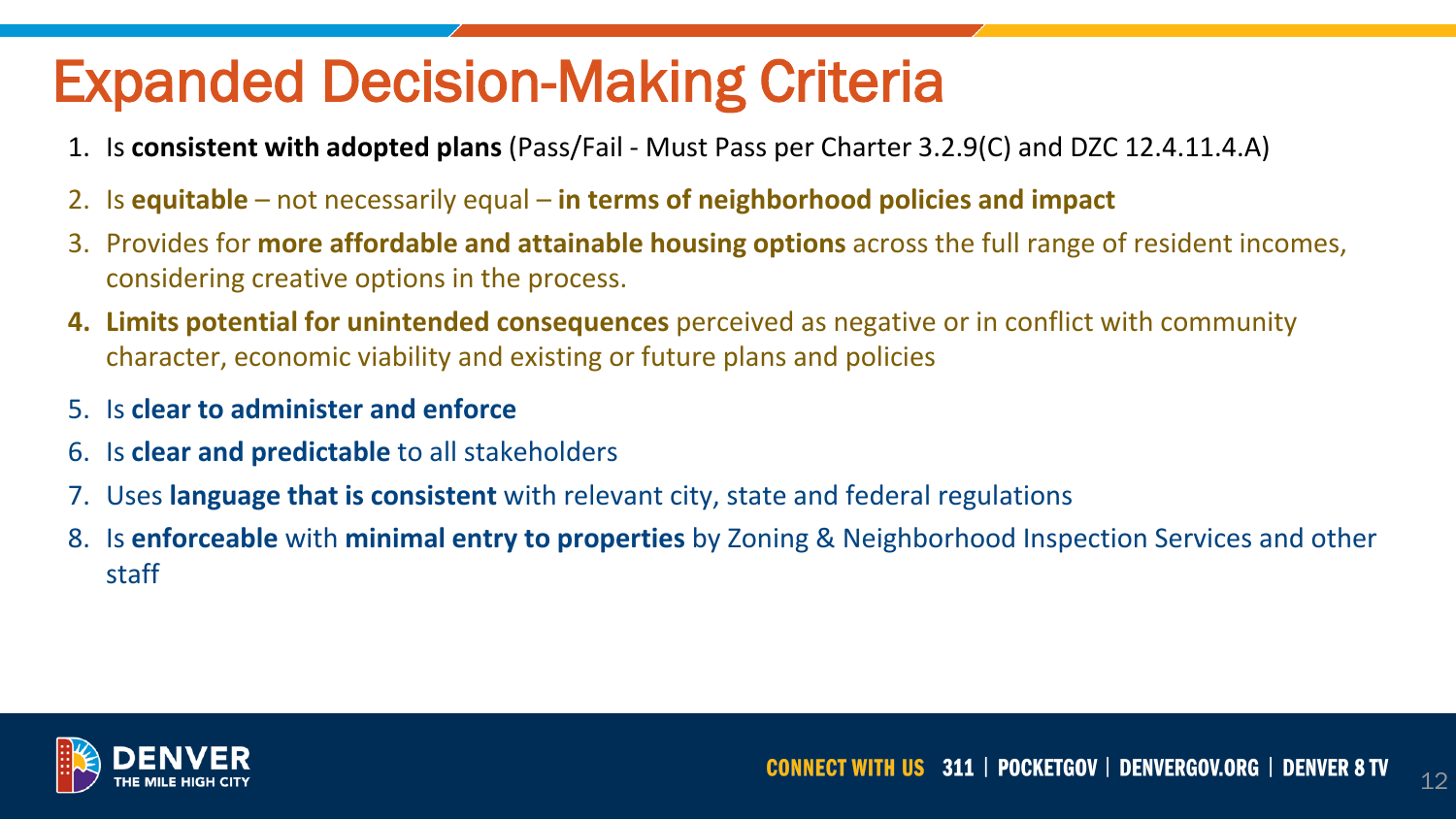# Expanded Decision-Making Criteria

1. Is **consistent with adopted plans** (Pass/Fail - Must Pass per Charter 3.2.9(C) and DZC 12.4.11.4.A)
2. Is **equitable** – not necessarily equal – **in terms of neighborhood policies and impact**
3. Provides for **more affordable and attainable housing options** across the full range of resident incomes, considering creative options in the process.
4. **Limits potential for unintended consequences** perceived as negative or in conflict with community character, economic viability and existing or future plans and policies
5. Is **clear to administer and enforce**
6. Is **clear and predictable** to all stakeholders
7. Uses **language that is consistent** with relevant city, state and federal regulations
8. Is **enforceable** with **minimal entry to properties** by Zoning & Neighborhood Inspection Services and other staff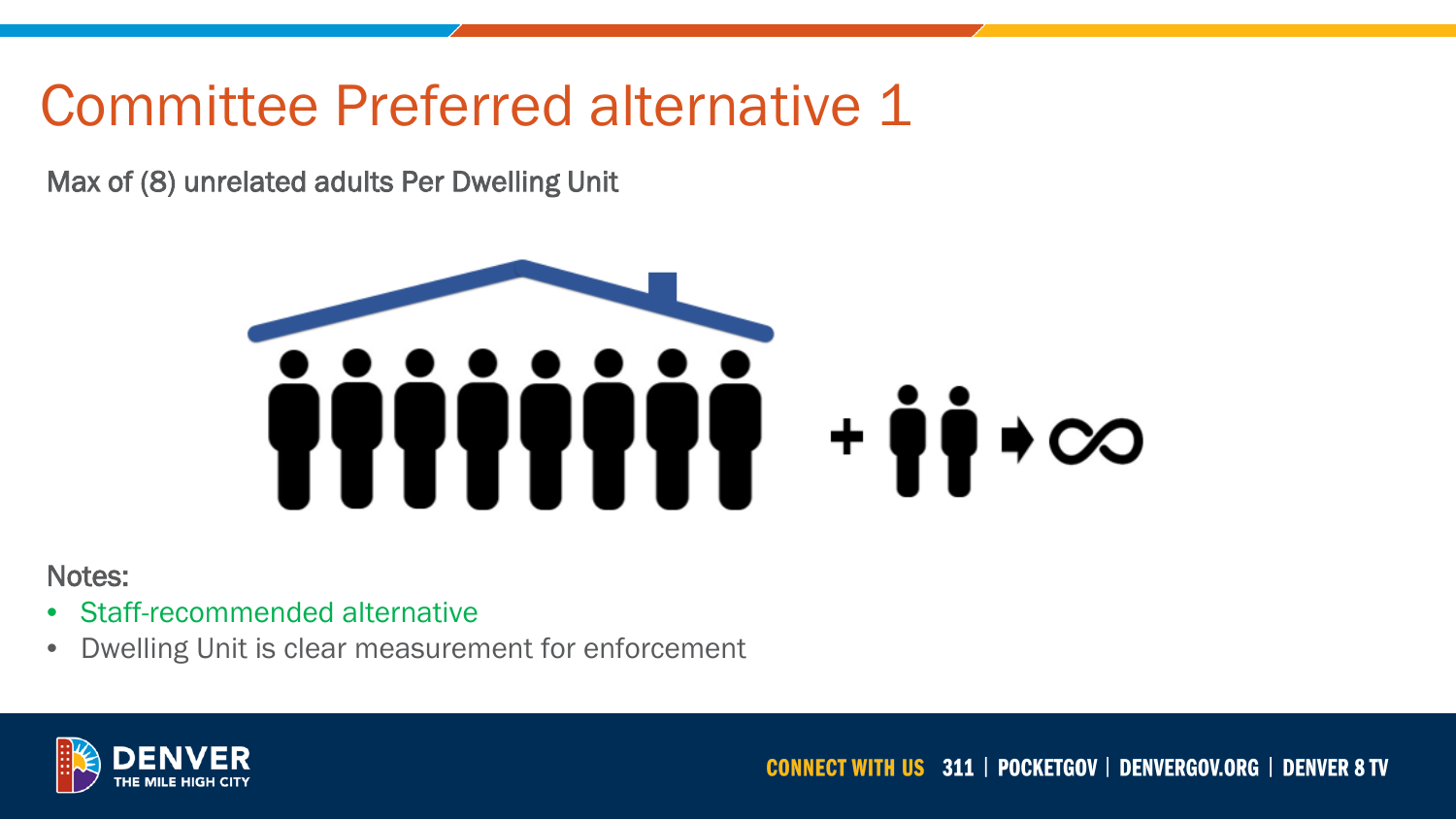# Committee Preferred alternative 1

Max of (8) unrelated adults Per Dwelling Unit

Notes:

- Staff-recommended alternative
- Dwelling Unit is clear measurement for enforcement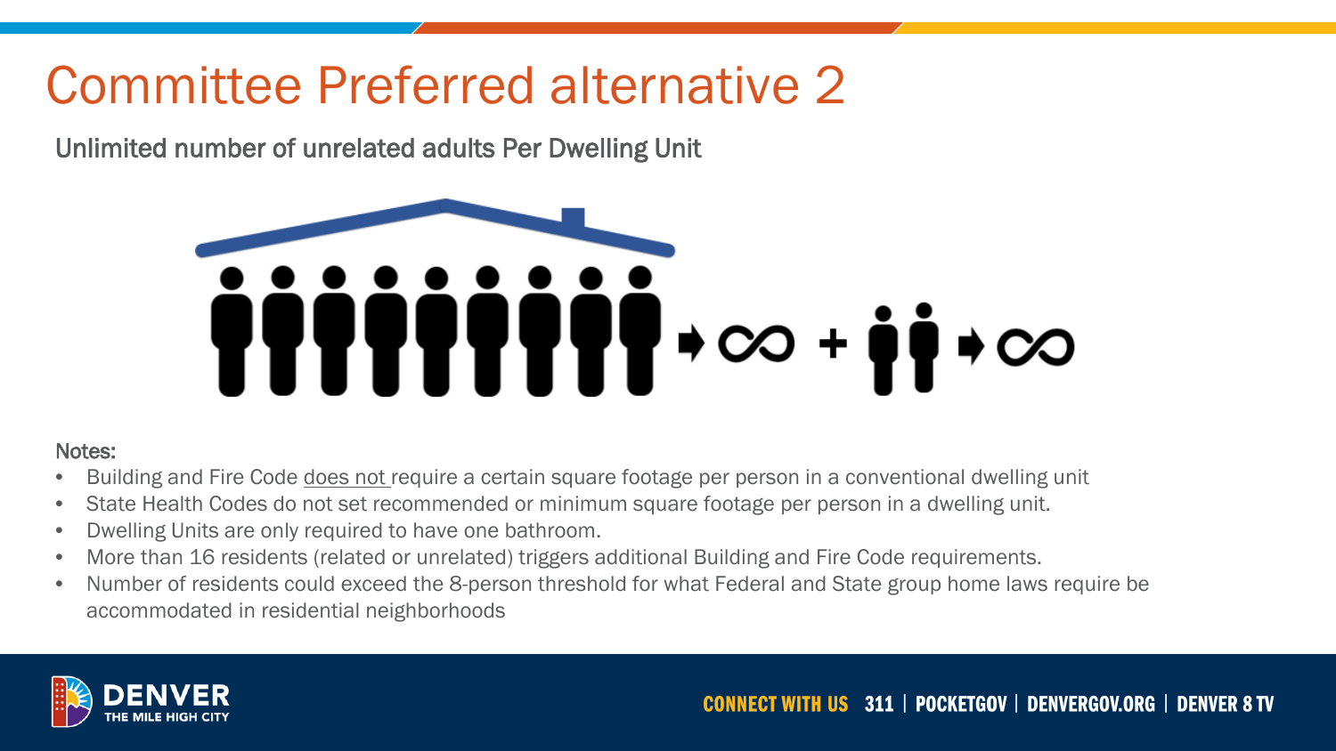# Committee Preferred alternative 2

Unlimited number of unrelated adults Per Dwelling Unit

Notes:

- Building and Fire Code does not require a certain square footage per person in a conventional dwelling unit
- State Health Codes do not set recommended or minimum square footage per person in a dwelling unit.
- Dwelling Units are only required to have one bathroom.
- More than 16 residents (related or unrelated) triggers additional Building and Fire Code requirements.
- Number of residents could exceed the 8-person threshold for what Federal and State group home laws require be accommodated in residential neighborhoods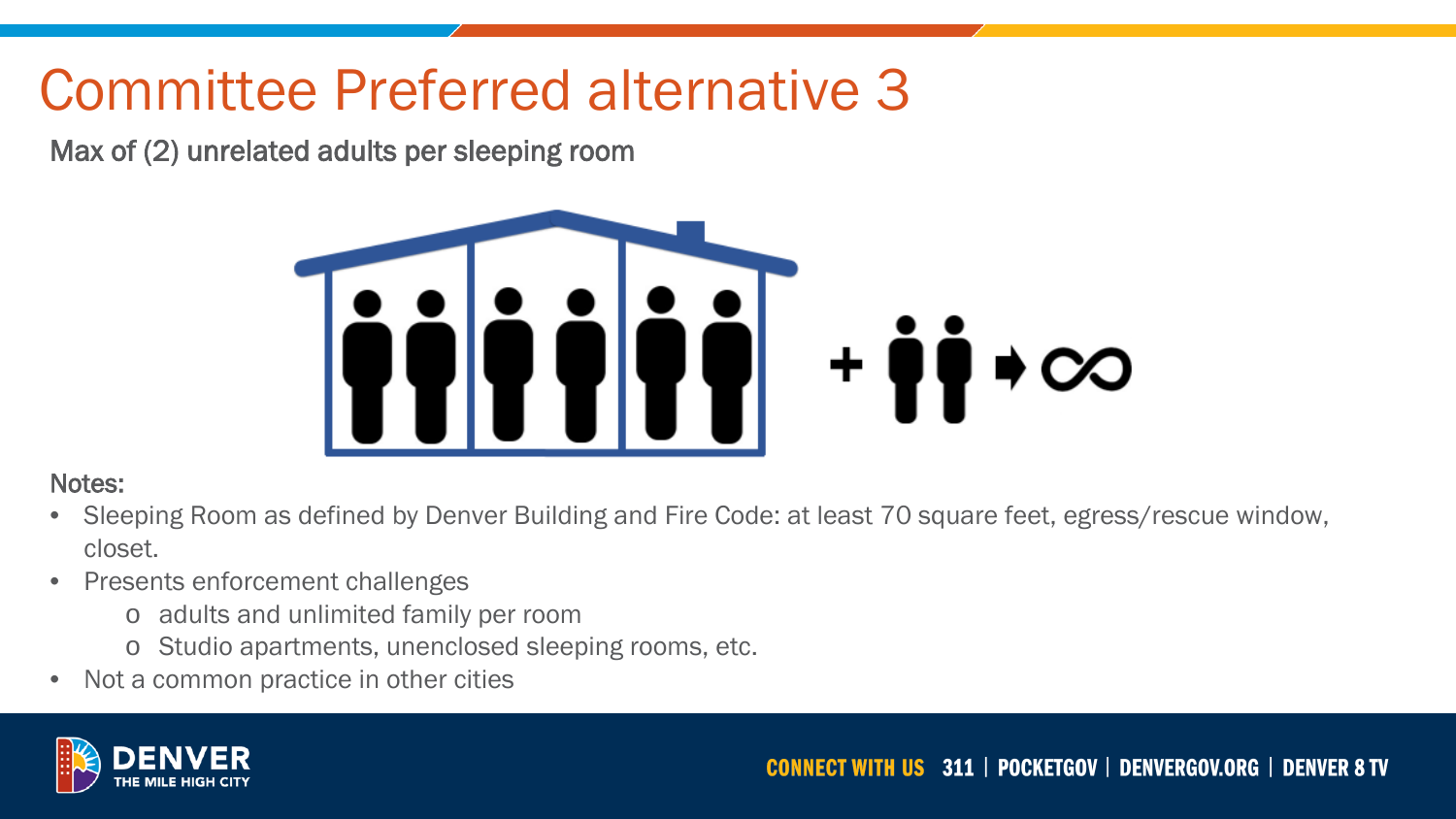# Committee Preferred alternative 3

Max of (2) unrelated adults per sleeping room

Notes:

- Sleeping Room as defined by Denver Building and Fire Code: at least 70 square feet, egress/rescue window, closet.
- Presents enforcement challenges
  - adults and unlimited family per room
  - Studio apartments, unenclosed sleeping rooms, etc.
- Not a common practice in other cities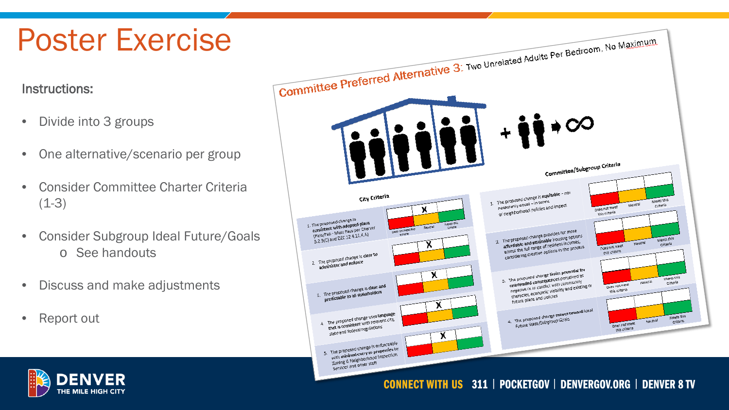# Poster Exercise

Instructions:

- Divide into 3 groups
- One alternative/scenario per group
- Consider Committee Charter Criteria (1-3)
- Consider Subgroup Ideal Future/Goals
  - o See handouts
- Discuss and make adjustments
- Report out

## Committee Preferred Alternative 3: Two Unrelated Adults Per Bedroom, No Maximum

### City Criteria

| Criteria | Does not meet this criteria | Neutral | Meets this criteria |
| --- | --- | --- | --- |
| 1. The proposed change is consistent with adopted plans (Pass/Fail - Must Pass per Charter 3.2.9(C) and DZC 12.4.11.4.A) | | X | |
| 2. The proposed change is clear to administer and enforce | | X | |
| 3. The proposed change is clear and predictable to all stakeholders | | X | |
| 4. The proposed change uses language that is consistent with relevant city, state and federal regulations | | X | |
| 5. The proposed change is enforceable with minimal entry to properties by Zoning & Neighborhood Inspection Services and other staff | | X | |

### Committee/Subgroup Criteria

| Criteria | Does not meet this criteria | Neutral | Meets this criteria |
| --- | --- | --- | --- |
| 1. The proposed change is equitable – not necessarily equal – in terms of neighborhood policies and impact | | | |
| 2. The proposed change provides for more affordable and attainable housing options across the full range of resident incomes, considering creative options in the process | | | |
| 3. The proposed change limits potential for unintended consequences perceived as negative or in conflict with community character, economic viability and existing or future plans and policies | | | |
| 4. The proposed change moves toward Ideal Future State/Subgroup Goals | | | |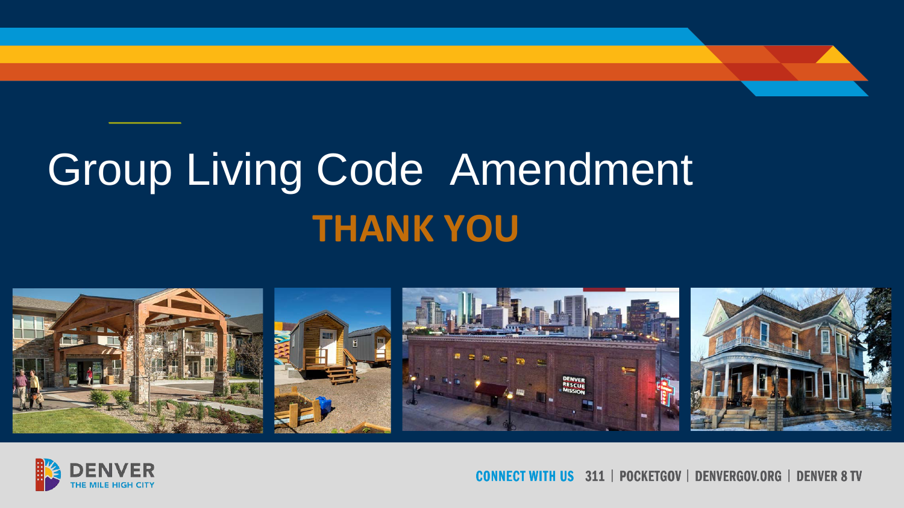# Group Living Code Amendment

## THANK YOU

CONNECT WITH US 311 | POCKETGOV | DENVERGOV.ORG | DENVER 8 TV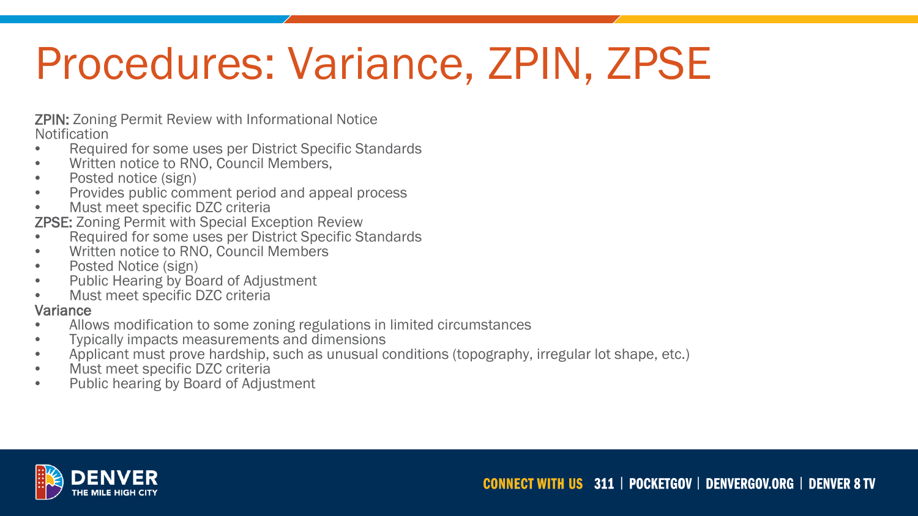# Procedures: Variance, ZPIN, ZPSE

**ZPIN:** Zoning Permit Review with Informational Notice Notification

- Required for some uses per District Specific Standards
- Written notice to RNO, Council Members,
- Posted notice (sign)
- Provides public comment period and appeal process
- Must meet specific DZC criteria

**ZPSE:** Zoning Permit with Special Exception Review

- Required for some uses per District Specific Standards
- Written notice to RNO, Council Members
- Posted Notice (sign)
- Public Hearing by Board of Adjustment
- Must meet specific DZC criteria

**Variance**

- Allows modification to some zoning regulations in limited circumstances
- Typically impacts measurements and dimensions
- Applicant must prove hardship, such as unusual conditions (topography, irregular lot shape, etc.)
- Must meet specific DZC criteria
- Public hearing by Board of Adjustment